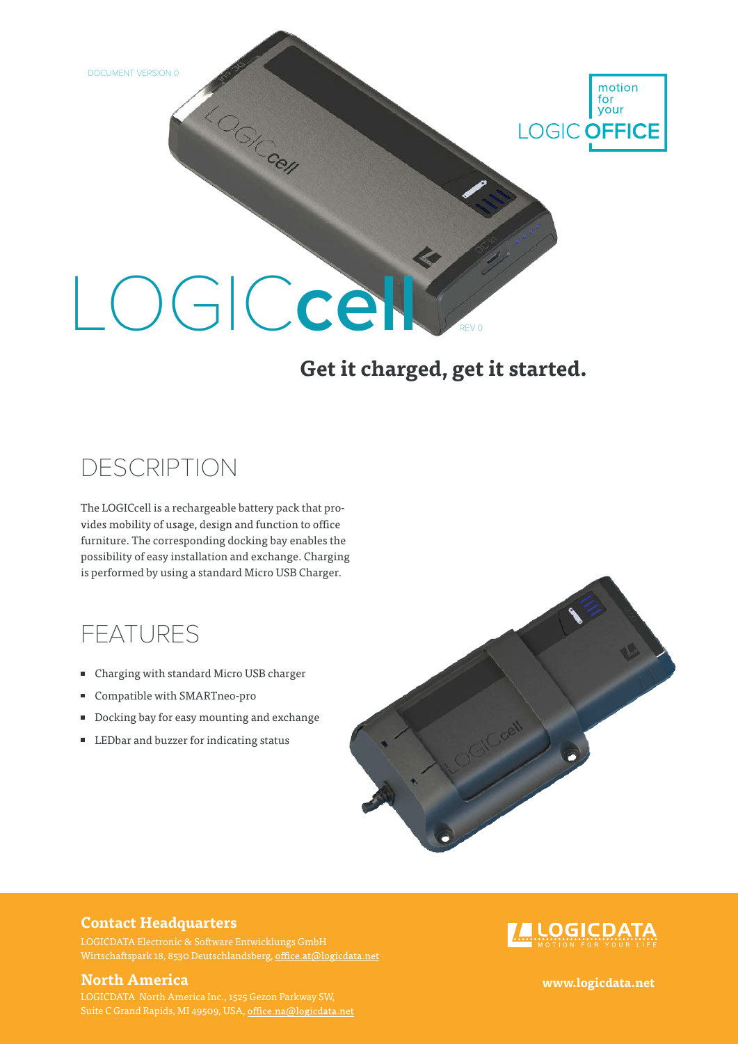DOCUMENT VERSION 0

motion for your LOGIC OFFICE

# LOGICcell

REV 0

**Get it charged, get it started.**

## DESCRIPTION

The LOGICcell is a rechargeable battery pack that provides mobility of usage, design and function to office furniture. The corresponding docking bay enables the possibility of easy installation and exchange. Charging is performed by using a standard Micro USB Charger.

## FEATURES

- Charging with standard Micro USB charger
- Compatible with SMARTneo-pro
- Docking bay for easy mounting and exchange
- LEDbar and buzzer for indicating status

**Contact Headquarters**

LOGICDATA Electronic & Software Entwicklungs GmbH
Wirtschaftspark 18, 8530 Deutschlandsberg, office.at@logicdata.net

**North America**

LOGICDATA North America Inc., 1525 Gezon Parkway SW,
Suite C Grand Rapids, MI 49509, USA, office.na@logicdata.net

LOGICDATA MOTION FOR YOUR LIFE

www.logicdata.net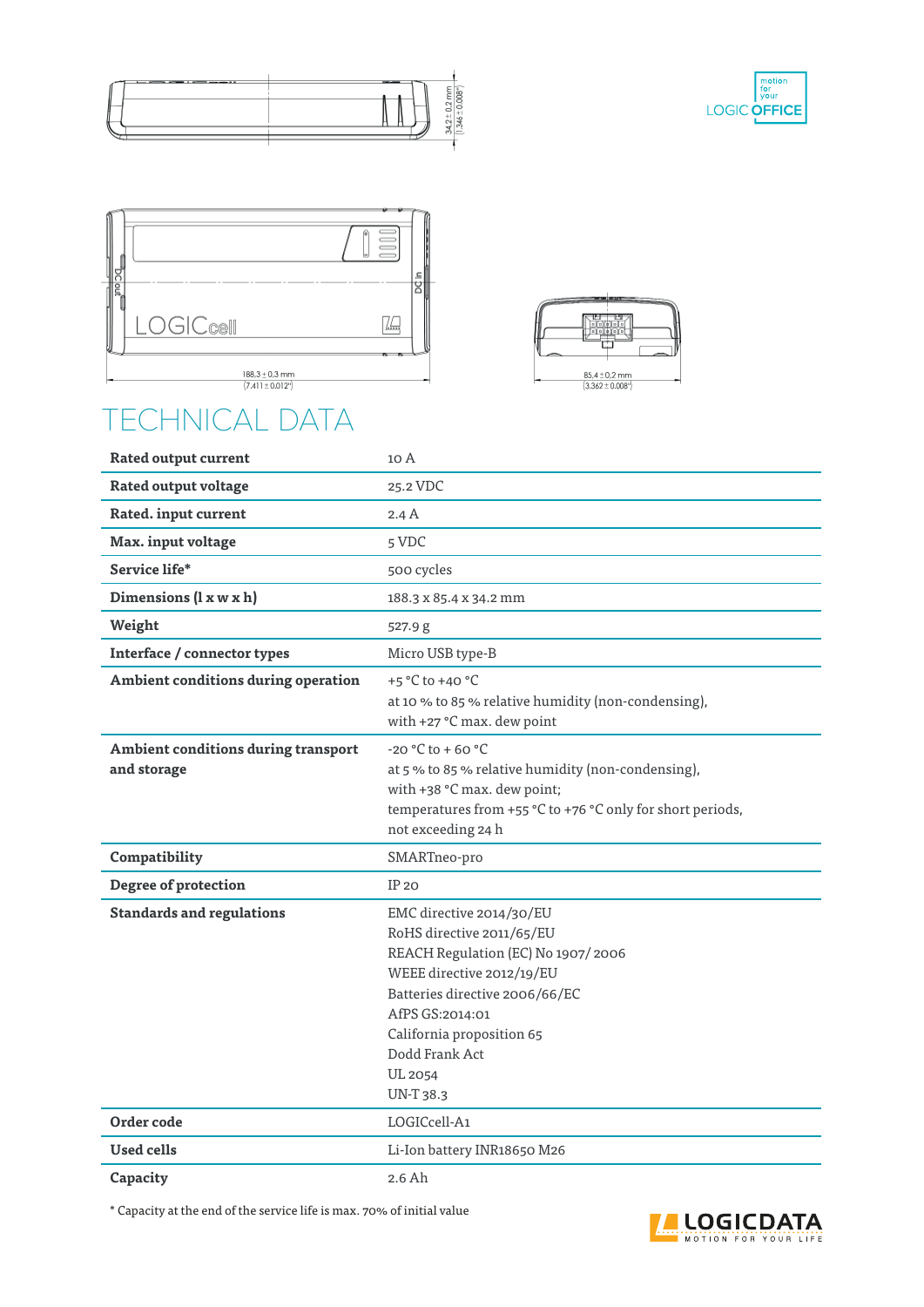# TECHNICAL DATA

| | |
|---|---|
| **Rated output current** | 10 A |
| **Rated output voltage** | 25.2 VDC |
| **Rated. input current** | 2.4 A |
| **Max. input voltage** | 5 VDC |
| **Service life*** | 500 cycles |
| **Dimensions (l x w x h)** | 188.3 x 85.4 x 34.2 mm |
| **Weight** | 527.9 g |
| **Interface / connector types** | Micro USB type-B |
| **Ambient conditions during operation** | +5 °C to +40 °C<br>at 10 % to 85 % relative humidity (non-condensing),<br>with +27 °C max. dew point |
| **Ambient conditions during transport and storage** | -20 °C to + 60 °C<br>at 5 % to 85 % relative humidity (non-condensing),<br>with +38 °C max. dew point;<br>temperatures from +55 °C to +76 °C only for short periods,<br>not exceeding 24 h |
| **Compatibility** | SMARTneo-pro |
| **Degree of protection** | IP 20 |
| **Standards and regulations** | EMC directive 2014/30/EU<br>RoHS directive 2011/65/EU<br>REACH Regulation (EC) No 1907/ 2006<br>WEEE directive 2012/19/EU<br>Batteries directive 2006/66/EC<br>AfPS GS:2014:01<br>California proposition 65<br>Dodd Frank Act<br>UL 2054<br>UN-T 38.3 |
| **Order code** | LOGICcell-A1 |
| **Used cells** | Li-Ion battery INR18650 M26 |
| **Capacity** | 2.6 Ah |

* Capacity at the end of the service life is max. 70% of initial value